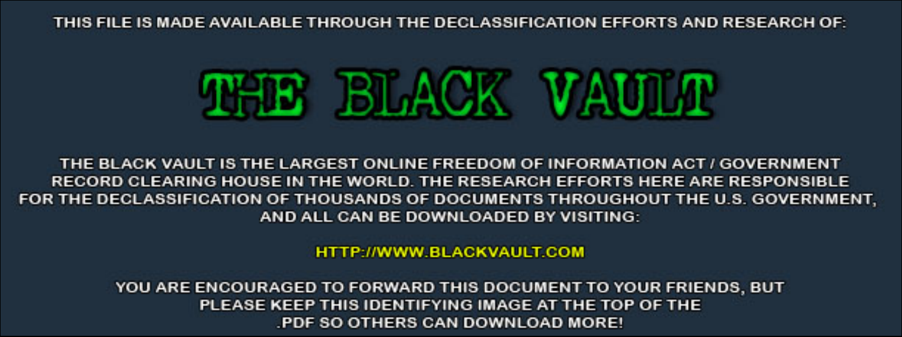THIS FILE IS MADE AVAILABLE THROUGH THE DECLASSIFICATION EFFORTS AND RESEARCH OF:

# THE BLACK VAULT

THE BLACK VAULT IS THE LARGEST ONLINE FREEDOM OF INFORMATION ACT / GOVERNMENT RECORD CLEARING HOUSE IN THE WORLD. THE RESEARCH EFFORTS HERE ARE RESPONSIBLE FOR THE DECLASSIFICATION OF THOUSANDS OF DOCUMENTS THROUGHOUT THE U.S. GOVERNMENT, AND ALL CAN BE DOWNLOADED BY VISITING:

HTTP://WWW.BLACKVAULT.COM

YOU ARE ENCOURAGED TO FORWARD THIS DOCUMENT TO YOUR FRIENDS, BUT PLEASE KEEP THIS IDENTIFYING IMAGE AT THE TOP OF THE .PDF SO OTHERS CAN DOWNLOAD MORE!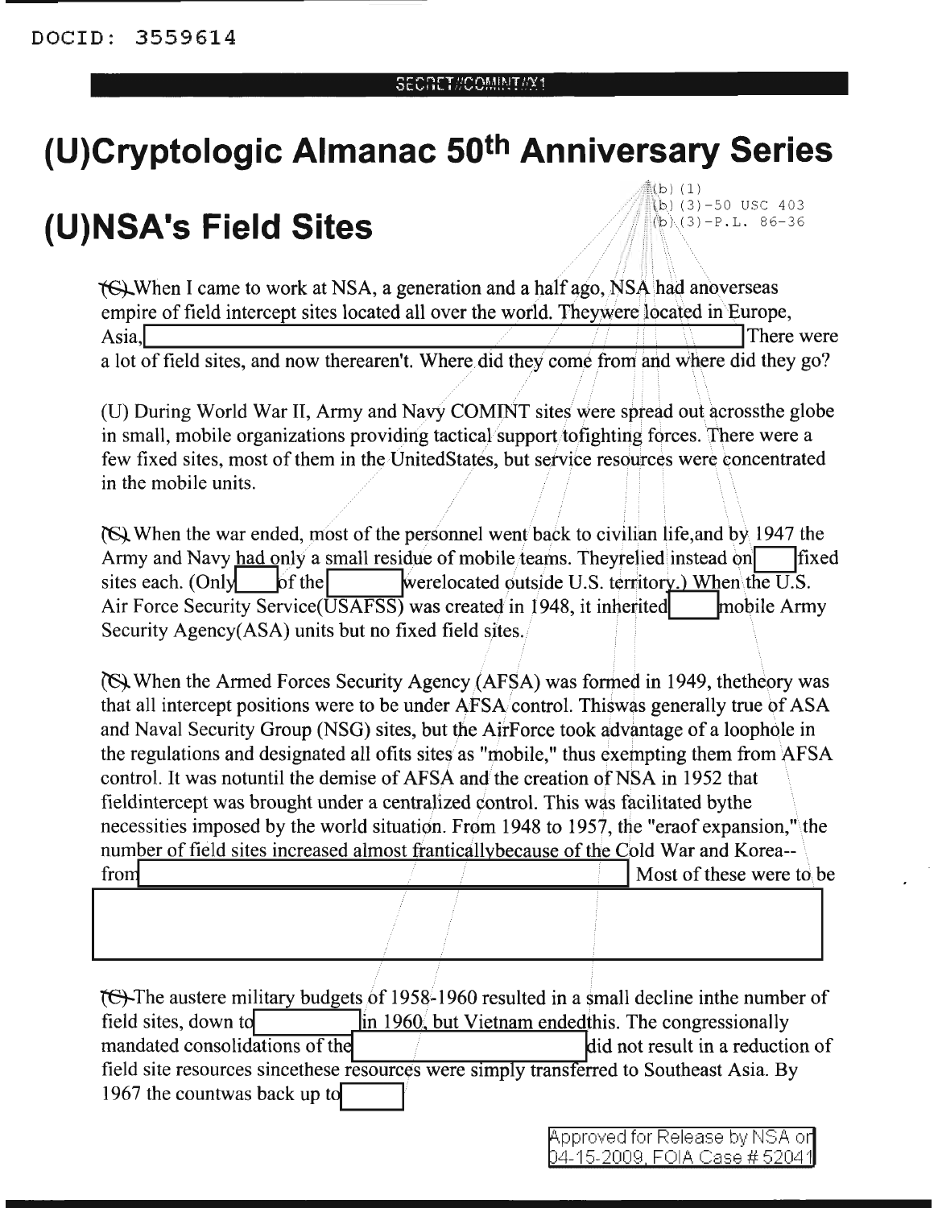DOCID: 3559614

SECRET//COMINT//X1

# (U)Cryptologic Almanac 50th Anniversary Series

(b) (1)
(b) (3)-50 USC 403
(b) (3)-P.L. 86-36

# (U)NSA's Field Sites

(C) When I came to work at NSA, a generation and a half ago, NSA had anoverseas empire of field intercept sites located all over the world. Theywere located in Europe, Asia, [REDACTED] There were a lot of field sites, and now therearen't. Where did they come from and where did they go?

(U) During World War II, Army and Navy COMINT sites were spread out acrossthe globe in small, mobile organizations providing tactical support tofighting forces. There were a few fixed sites, most of them in the UnitedStates, but service resources were concentrated in the mobile units.

(S) When the war ended, most of the personnel went back to civilian life,and by 1947 the Army and Navy had only a small residue of mobile teams. Theyrelied instead on [REDACTED] fixed sites each. (Only [REDACTED] of the [REDACTED] werelocated outside U.S. territory.) When the U.S. Air Force Security Service(USAFSS) was created in 1948, it inherited [REDACTED] mobile Army Security Agency(ASA) units but no fixed field sites.

(S) When the Armed Forces Security Agency (AFSA) was formed in 1949, thetheory was that all intercept positions were to be under AFSA control. Thiswas generally true of ASA and Naval Security Group (NSG) sites, but the AirForce took advantage of a loophole in the regulations and designated all ofits sites as "mobile," thus exempting them from AFSA control. It was notuntil the demise of AFSA and the creation of NSA in 1952 that fieldintercept was brought under a centralized control. This was facilitated bythe necessities imposed by the world situation. From 1948 to 1957, the "eraof expansion," the number of field sites increased almost franticallybecause of the Cold War and Korea--from [REDACTED] Most of these were to be [REDACTED]

(C) The austere military budgets of 1958-1960 resulted in a small decline inthe number of field sites, down to [REDACTED] in 1960, but Vietnam endedthis. The congressionally mandated consolidations of the [REDACTED] did not result in a reduction of field site resources sincethese resources were simply transferred to Southeast Asia. By 1967 the countwas back up to [REDACTED]

Approved for Release by NSA on 04-15-2009, FOIA Case # 52041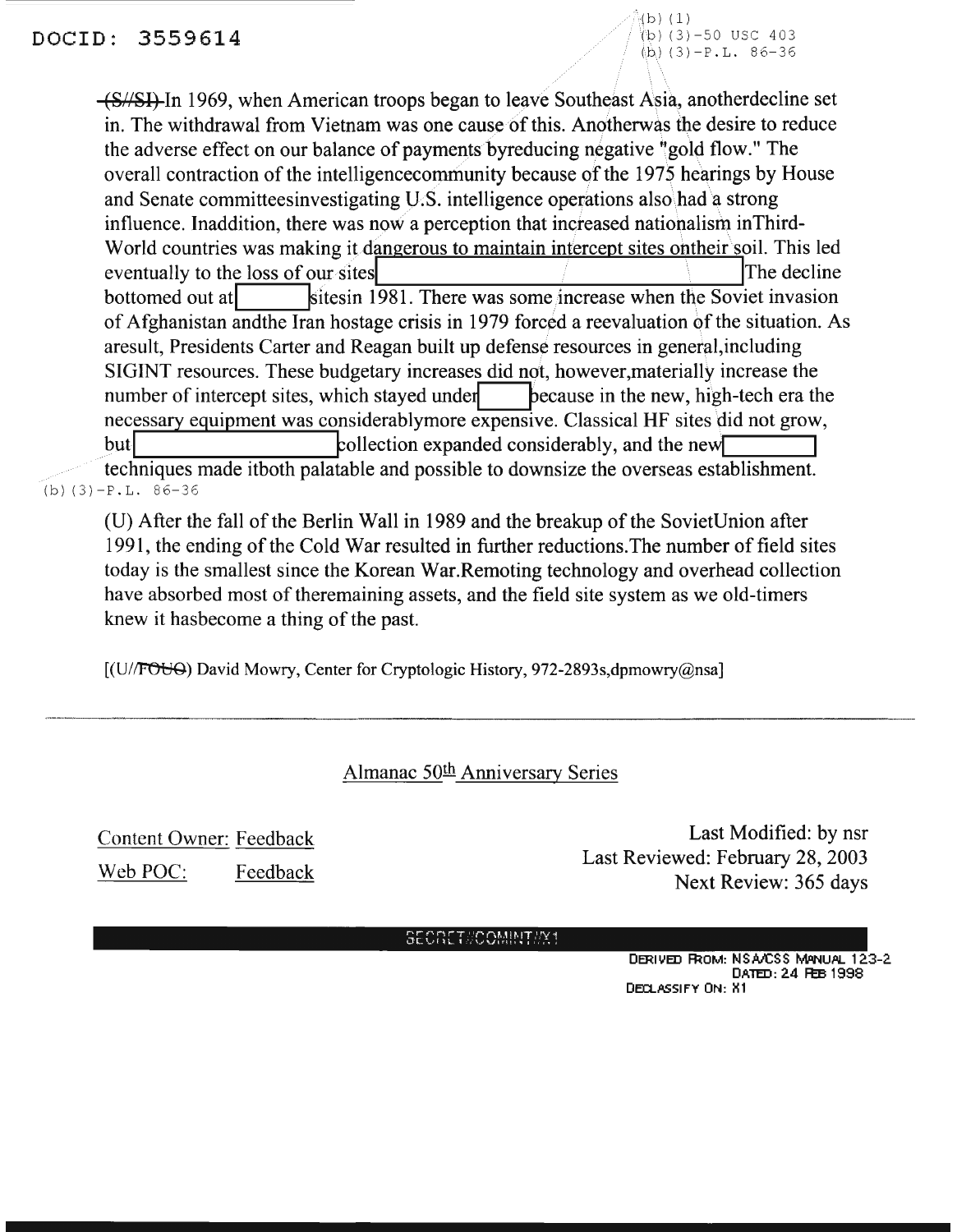DOCID: 3559614

(b) (1)
(b) (3)-50 USC 403
(b) (3)-P.L. 86-36

~~(S//SI)~~ In 1969, when American troops began to leave Southeast Asia, anotherdecline set in. The withdrawal from Vietnam was one cause of this. Anotherwas the desire to reduce the adverse effect on our balance of payments byreducing negative "gold flow." The overall contraction of the intelligencecommunity because of the 1975 hearings by House and Senate committeesinvestigating U.S. intelligence operations also had a strong influence. Inaddition, there was now a perception that increased nationalism inThird-World countries was making it dangerous to maintain intercept sites ontheir soil. This led eventually to the loss of our sites [REDACTED] The decline bottomed out at [REDACTED] sitesin 1981. There was some increase when the Soviet invasion of Afghanistan andthe Iran hostage crisis in 1979 forced a reevaluation of the situation. As aresult, Presidents Carter and Reagan built up defense resources in general,including SIGINT resources. These budgetary increases did not, however,materially increase the number of intercept sites, which stayed under [REDACTED] because in the new, high-tech era the necessary equipment was considerablymore expensive. Classical HF sites did not grow, but [REDACTED] collection expanded considerably, and the new [REDACTED] techniques made itboth palatable and possible to downsize the overseas establishment.

(b) (3)-P.L. 86-36

(U) After the fall of the Berlin Wall in 1989 and the breakup of the SovietUnion after 1991, the ending of the Cold War resulted in further reductions.The number of field sites today is the smallest since the Korean War.Remoting technology and overhead collection have absorbed most of theremaining assets, and the field site system as we old-timers knew it hasbecome a thing of the past.

[(U//~~FOUO~~) David Mowry, Center for Cryptologic History, 972-2893s,dpmowry@nsa]

---

Almanac 50th Anniversary Series

Content Owner: Feedback
Web POC: Feedback

Last Modified: by nsr
Last Reviewed: February 28, 2003
Next Review: 365 days

SECRET//COMINT//X1

DERIVED FROM: NSA/CSS MANUAL 123-2
DATED: 24 FEB 1998
DECLASSIFY ON: X1